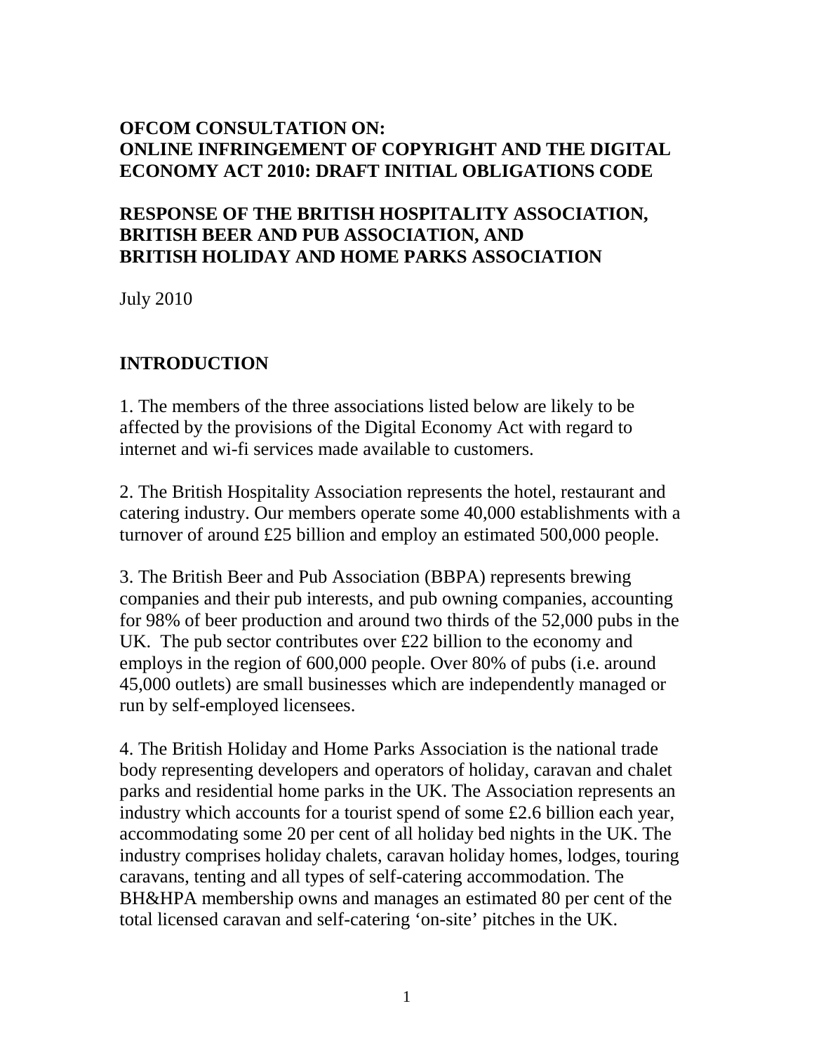**OFCOM CONSULTATION ON:**
**ONLINE INFRINGEMENT OF COPYRIGHT AND THE DIGITAL ECONOMY ACT 2010: DRAFT INITIAL OBLIGATIONS CODE**

**RESPONSE OF THE BRITISH HOSPITALITY ASSOCIATION, BRITISH BEER AND PUB ASSOCIATION, AND BRITISH HOLIDAY AND HOME PARKS ASSOCIATION**

July 2010

## INTRODUCTION

1. The members of the three associations listed below are likely to be affected by the provisions of the Digital Economy Act with regard to internet and wi-fi services made available to customers.

2. The British Hospitality Association represents the hotel, restaurant and catering industry. Our members operate some 40,000 establishments with a turnover of around £25 billion and employ an estimated 500,000 people.

3. The British Beer and Pub Association (BBPA) represents brewing companies and their pub interests, and pub owning companies, accounting for 98% of beer production and around two thirds of the 52,000 pubs in the UK. The pub sector contributes over £22 billion to the economy and employs in the region of 600,000 people. Over 80% of pubs (i.e. around 45,000 outlets) are small businesses which are independently managed or run by self-employed licensees.

4. The British Holiday and Home Parks Association is the national trade body representing developers and operators of holiday, caravan and chalet parks and residential home parks in the UK. The Association represents an industry which accounts for a tourist spend of some £2.6 billion each year, accommodating some 20 per cent of all holiday bed nights in the UK. The industry comprises holiday chalets, caravan holiday homes, lodges, touring caravans, tenting and all types of self-catering accommodation. The BH&HPA membership owns and manages an estimated 80 per cent of the total licensed caravan and self-catering 'on-site' pitches in the UK.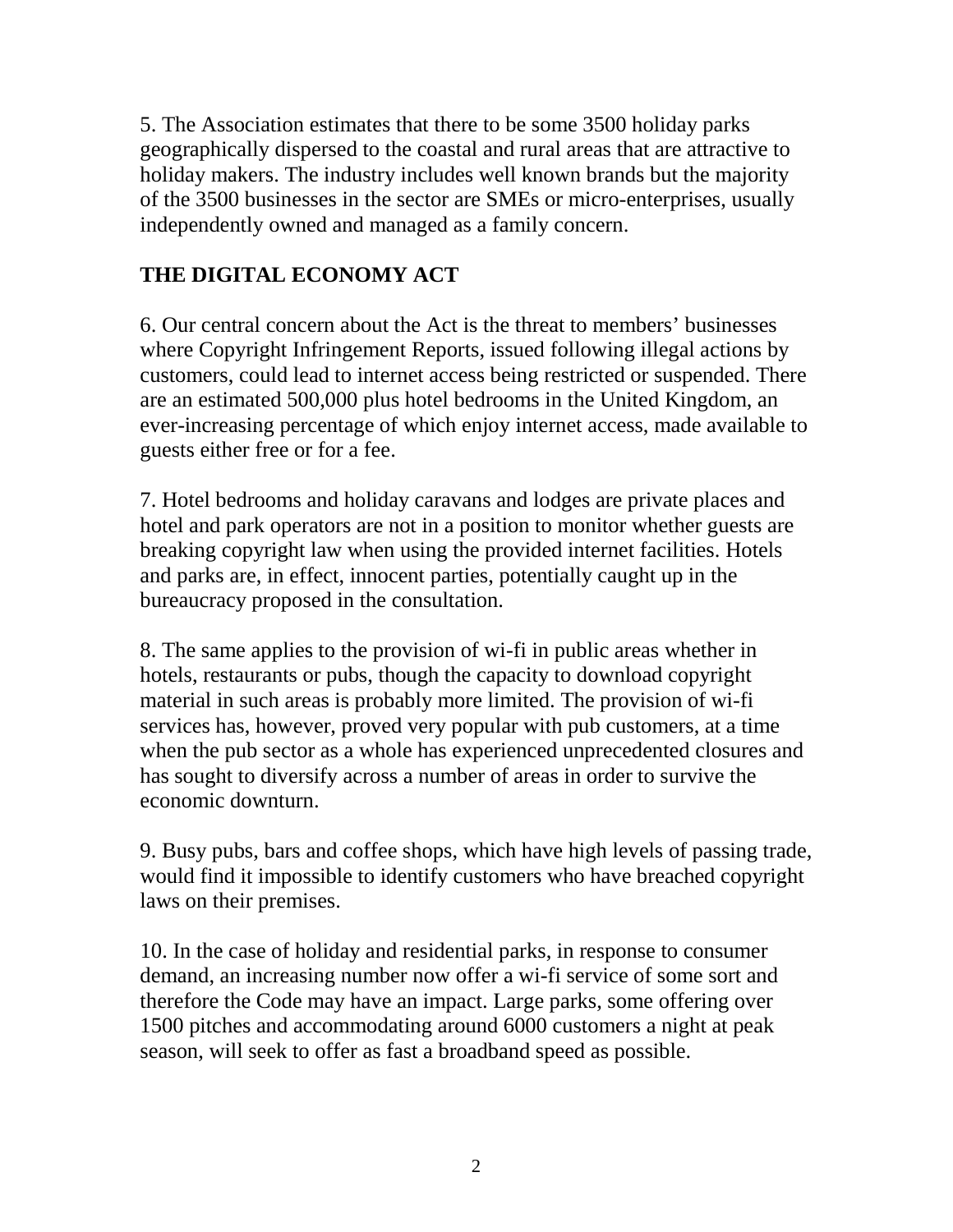5. The Association estimates that there to be some 3500 holiday parks geographically dispersed to the coastal and rural areas that are attractive to holiday makers. The industry includes well known brands but the majority of the 3500 businesses in the sector are SMEs or micro-enterprises, usually independently owned and managed as a family concern.

## THE DIGITAL ECONOMY ACT

6. Our central concern about the Act is the threat to members' businesses where Copyright Infringement Reports, issued following illegal actions by customers, could lead to internet access being restricted or suspended. There are an estimated 500,000 plus hotel bedrooms in the United Kingdom, an ever-increasing percentage of which enjoy internet access, made available to guests either free or for a fee.

7. Hotel bedrooms and holiday caravans and lodges are private places and hotel and park operators are not in a position to monitor whether guests are breaking copyright law when using the provided internet facilities. Hotels and parks are, in effect, innocent parties, potentially caught up in the bureaucracy proposed in the consultation.

8. The same applies to the provision of wi-fi in public areas whether in hotels, restaurants or pubs, though the capacity to download copyright material in such areas is probably more limited. The provision of wi-fi services has, however, proved very popular with pub customers, at a time when the pub sector as a whole has experienced unprecedented closures and has sought to diversify across a number of areas in order to survive the economic downturn.

9. Busy pubs, bars and coffee shops, which have high levels of passing trade, would find it impossible to identify customers who have breached copyright laws on their premises.

10. In the case of holiday and residential parks, in response to consumer demand, an increasing number now offer a wi-fi service of some sort and therefore the Code may have an impact. Large parks, some offering over 1500 pitches and accommodating around 6000 customers a night at peak season, will seek to offer as fast a broadband speed as possible.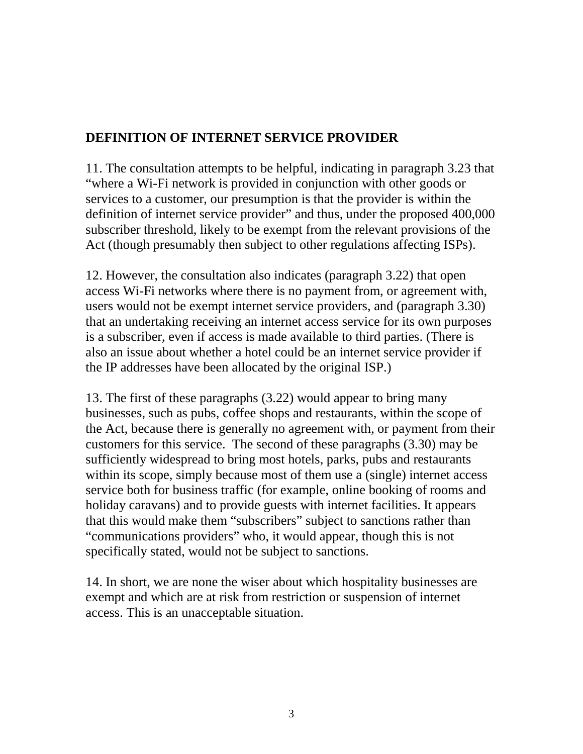**DEFINITION OF INTERNET SERVICE PROVIDER**

11. The consultation attempts to be helpful, indicating in paragraph 3.23 that "where a Wi-Fi network is provided in conjunction with other goods or services to a customer, our presumption is that the provider is within the definition of internet service provider" and thus, under the proposed 400,000 subscriber threshold, likely to be exempt from the relevant provisions of the Act (though presumably then subject to other regulations affecting ISPs).

12. However, the consultation also indicates (paragraph 3.22) that open access Wi-Fi networks where there is no payment from, or agreement with, users would not be exempt internet service providers, and (paragraph 3.30) that an undertaking receiving an internet access service for its own purposes is a subscriber, even if access is made available to third parties. (There is also an issue about whether a hotel could be an internet service provider if the IP addresses have been allocated by the original ISP.)

13. The first of these paragraphs (3.22) would appear to bring many businesses, such as pubs, coffee shops and restaurants, within the scope of the Act, because there is generally no agreement with, or payment from their customers for this service. The second of these paragraphs (3.30) may be sufficiently widespread to bring most hotels, parks, pubs and restaurants within its scope, simply because most of them use a (single) internet access service both for business traffic (for example, online booking of rooms and holiday caravans) and to provide guests with internet facilities. It appears that this would make them "subscribers" subject to sanctions rather than "communications providers" who, it would appear, though this is not specifically stated, would not be subject to sanctions.

14. In short, we are none the wiser about which hospitality businesses are exempt and which are at risk from restriction or suspension of internet access. This is an unacceptable situation.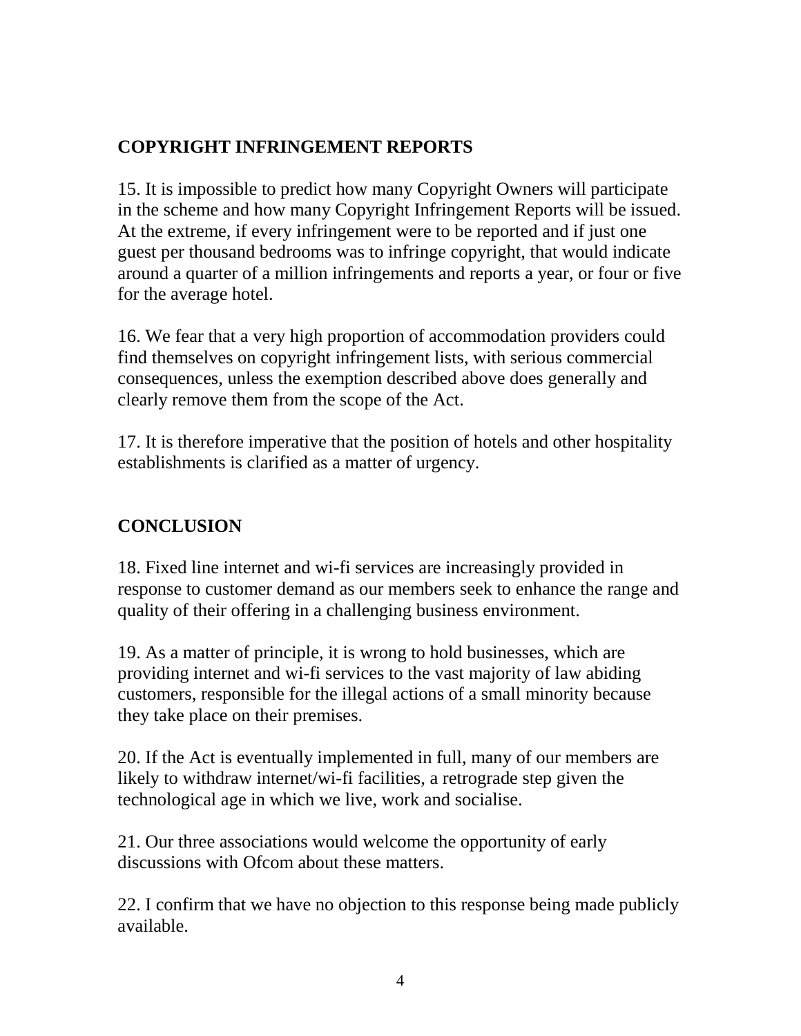## COPYRIGHT INFRINGEMENT REPORTS

15. It is impossible to predict how many Copyright Owners will participate in the scheme and how many Copyright Infringement Reports will be issued. At the extreme, if every infringement were to be reported and if just one guest per thousand bedrooms was to infringe copyright, that would indicate around a quarter of a million infringements and reports a year, or four or five for the average hotel.

16. We fear that a very high proportion of accommodation providers could find themselves on copyright infringement lists, with serious commercial consequences, unless the exemption described above does generally and clearly remove them from the scope of the Act.

17. It is therefore imperative that the position of hotels and other hospitality establishments is clarified as a matter of urgency.

## CONCLUSION

18. Fixed line internet and wi-fi services are increasingly provided in response to customer demand as our members seek to enhance the range and quality of their offering in a challenging business environment.

19. As a matter of principle, it is wrong to hold businesses, which are providing internet and wi-fi services to the vast majority of law abiding customers, responsible for the illegal actions of a small minority because they take place on their premises.

20. If the Act is eventually implemented in full, many of our members are likely to withdraw internet/wi-fi facilities, a retrograde step given the technological age in which we live, work and socialise.

21. Our three associations would welcome the opportunity of early discussions with Ofcom about these matters.

22. I confirm that we have no objection to this response being made publicly available.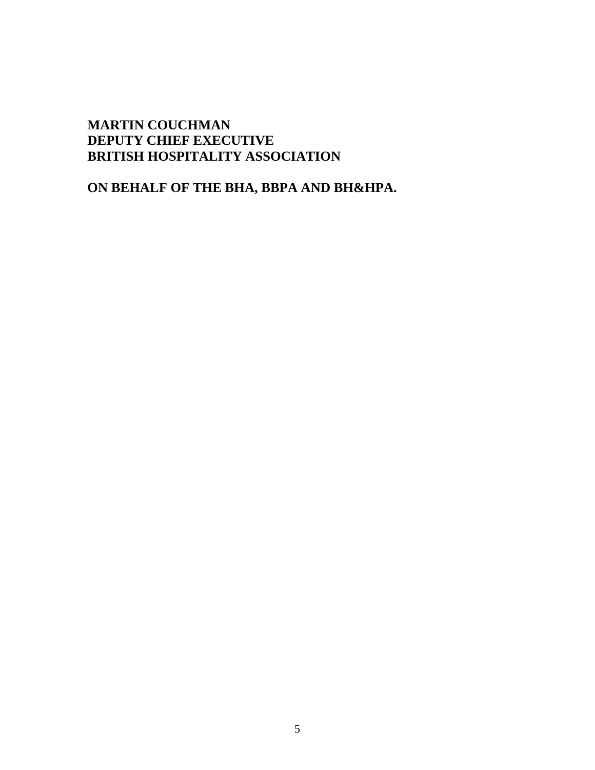**MARTIN COUCHMAN**
**DEPUTY CHIEF EXECUTIVE**
**BRITISH HOSPITALITY ASSOCIATION**

**ON BEHALF OF THE BHA, BBPA AND BH&HPA.**